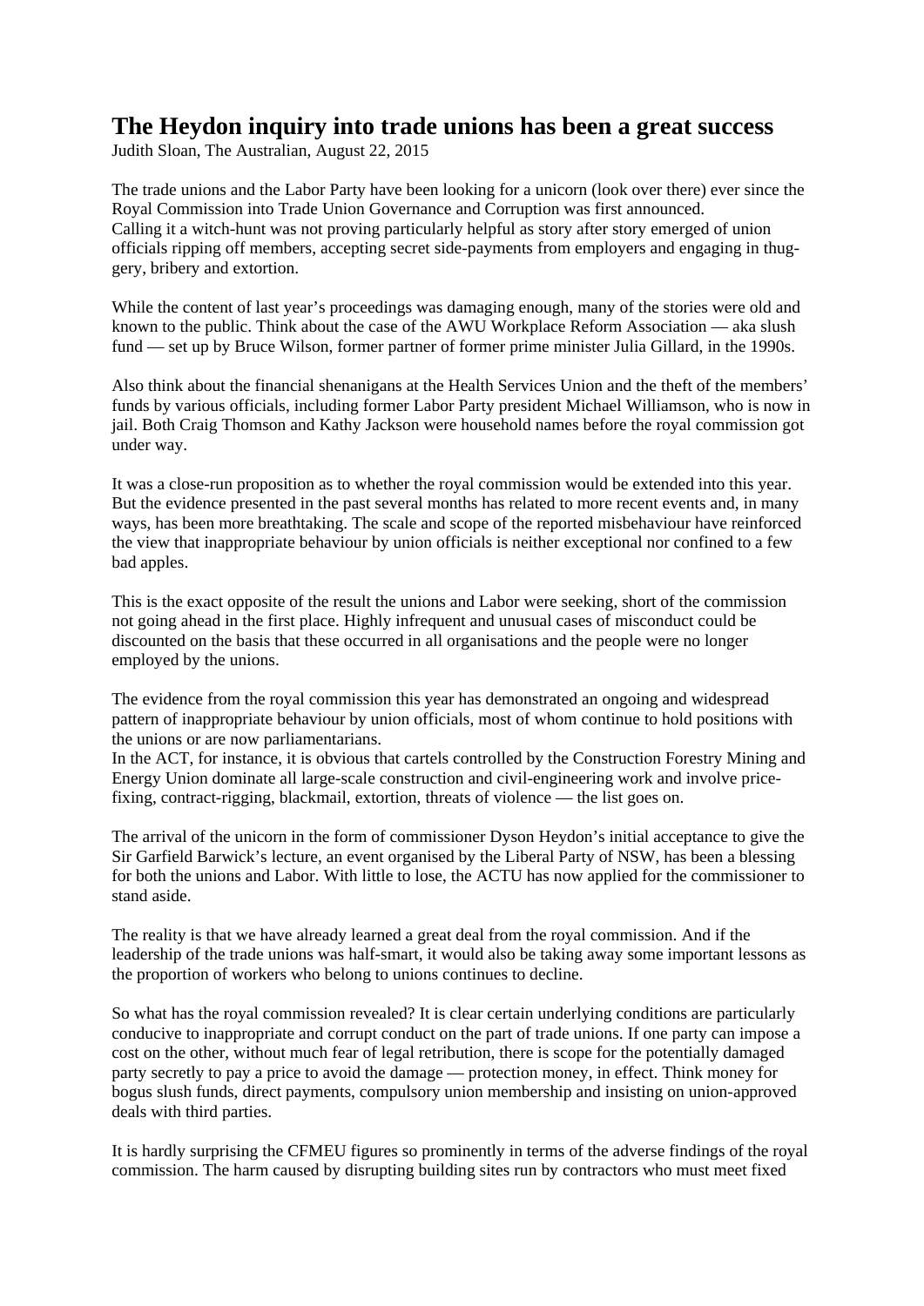# The Heydon inquiry into trade unions has been a great success

Judith Sloan, The Australian, August 22, 2015

The trade unions and the Labor Party have been looking for a unicorn (look over there) ever since the Royal Commission into Trade Union Governance and Corruption was first announced.
Calling it a witch-hunt was not proving particularly helpful as story after story emerged of union officials ripping off members, accepting secret side-payments from employers and engaging in thuggery, bribery and extortion.

While the content of last year's proceedings was damaging enough, many of the stories were old and known to the public. Think about the case of the AWU Workplace Reform Association — aka slush fund — set up by Bruce Wilson, former partner of former prime minister Julia Gillard, in the 1990s.

Also think about the financial shenanigans at the Health Services Union and the theft of the members' funds by various officials, including former Labor Party president Michael Williamson, who is now in jail. Both Craig Thomson and Kathy Jackson were household names before the royal commission got under way.

It was a close-run proposition as to whether the royal commission would be extended into this year. But the evidence presented in the past several months has related to more recent events and, in many ways, has been more breathtaking. The scale and scope of the reported misbehaviour have reinforced the view that inappropriate behaviour by union officials is neither exceptional nor confined to a few bad apples.

This is the exact opposite of the result the unions and Labor were seeking, short of the commission not going ahead in the first place. Highly infrequent and unusual cases of misconduct could be discounted on the basis that these occurred in all organisations and the people were no longer employed by the unions.

The evidence from the royal commission this year has demonstrated an ongoing and widespread pattern of inappropriate behaviour by union officials, most of whom continue to hold positions with the unions or are now parliamentarians.
In the ACT, for instance, it is obvious that cartels controlled by the Construction Forestry Mining and Energy Union dominate all large-scale construction and civil-engineering work and involve price-fixing, contract-rigging, blackmail, extortion, threats of violence — the list goes on.

The arrival of the unicorn in the form of commissioner Dyson Heydon's initial acceptance to give the Sir Garfield Barwick's lecture, an event organised by the Liberal Party of NSW, has been a blessing for both the unions and Labor. With little to lose, the ACTU has now applied for the commissioner to stand aside.

The reality is that we have already learned a great deal from the royal commission. And if the leadership of the trade unions was half-smart, it would also be taking away some important lessons as the proportion of workers who belong to unions continues to decline.

So what has the royal commission revealed? It is clear certain underlying conditions are particularly conducive to inappropriate and corrupt conduct on the part of trade unions. If one party can impose a cost on the other, without much fear of legal retribution, there is scope for the potentially damaged party secretly to pay a price to avoid the damage — protection money, in effect. Think money for bogus slush funds, direct payments, compulsory union membership and insisting on union-approved deals with third parties.

It is hardly surprising the CFMEU figures so prominently in terms of the adverse findings of the royal commission. The harm caused by disrupting building sites run by contractors who must meet fixed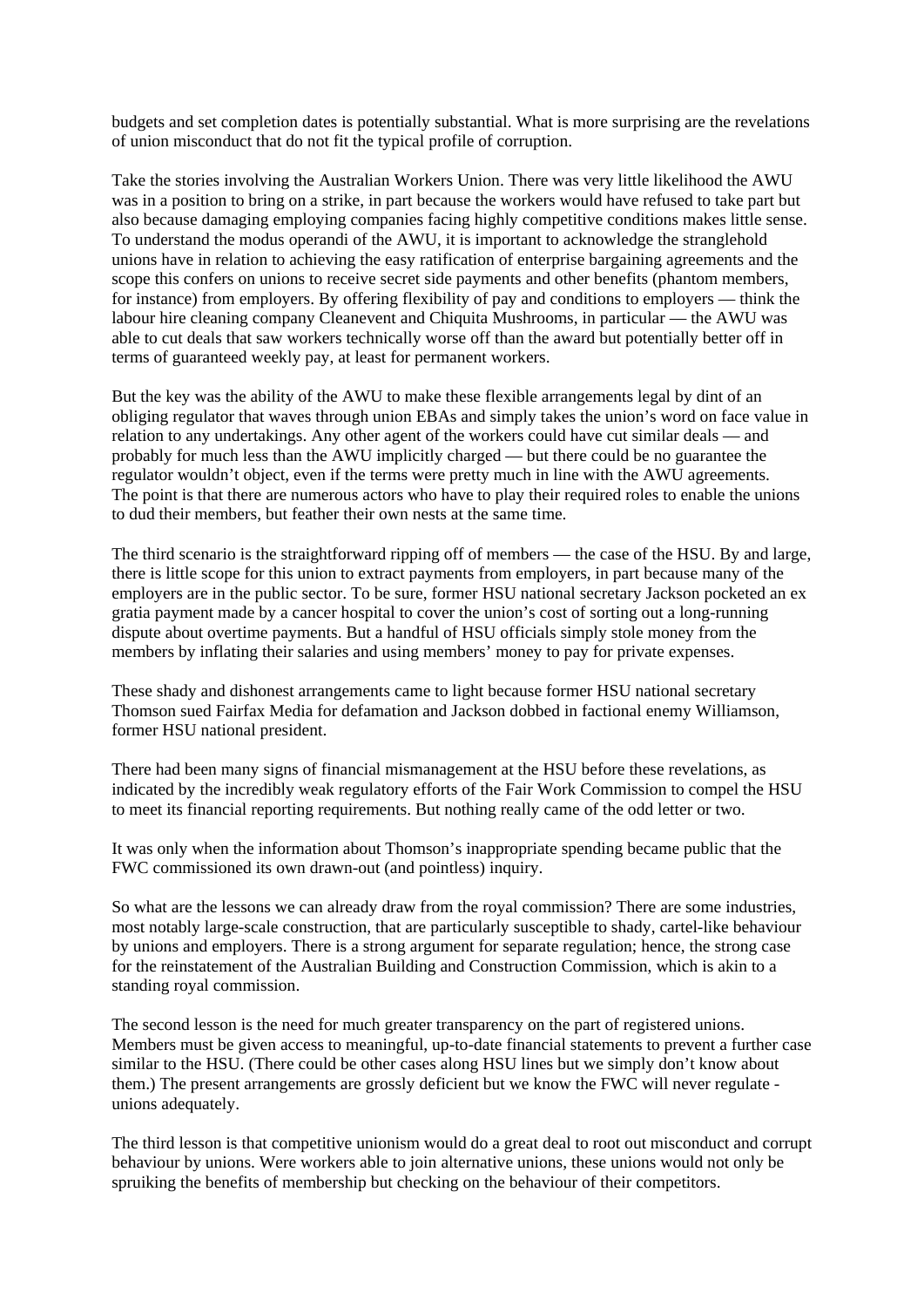budgets and set completion dates is potentially substantial. What is more surprising are the revelations of union misconduct that do not fit the typical profile of corruption.

Take the stories involving the Australian Workers Union. There was very little likelihood the AWU was in a position to bring on a strike, in part because the workers would have refused to take part but also because damaging employing companies facing highly competitive conditions makes little sense. To understand the modus operandi of the AWU, it is important to acknowledge the stranglehold unions have in relation to achieving the easy ratification of enterprise bargaining agreements and the scope this confers on unions to receive secret side payments and other benefits (phantom members, for instance) from employers. By offering flexibility of pay and conditions to employers — think the labour hire cleaning company Cleanevent and Chiquita Mushrooms, in particular — the AWU was able to cut deals that saw workers technically worse off than the award but potentially better off in terms of guaranteed weekly pay, at least for permanent workers.

But the key was the ability of the AWU to make these flexible arrangements legal by dint of an obliging regulator that waves through union EBAs and simply takes the union's word on face value in relation to any undertakings. Any other agent of the workers could have cut similar deals — and probably for much less than the AWU implicitly charged — but there could be no guarantee the regulator wouldn't object, even if the terms were pretty much in line with the AWU agreements. The point is that there are numerous actors who have to play their required roles to enable the unions to dud their members, but feather their own nests at the same time.

The third scenario is the straightforward ripping off of members — the case of the HSU. By and large, there is little scope for this union to extract payments from employers, in part because many of the employers are in the public sector. To be sure, former HSU national secretary Jackson pocketed an ex gratia payment made by a cancer hospital to cover the union's cost of sorting out a long-running dispute about overtime payments. But a handful of HSU officials simply stole money from the members by inflating their salaries and using members' money to pay for private expenses.

These shady and dishonest arrangements came to light because former HSU national secretary Thomson sued Fairfax Media for defamation and Jackson dobbed in factional enemy Williamson, former HSU national president.

There had been many signs of financial mismanagement at the HSU before these revelations, as indicated by the incredibly weak regulatory efforts of the Fair Work Commission to compel the HSU to meet its financial reporting requirements. But nothing really came of the odd letter or two.

It was only when the information about Thomson's inappropriate spending became public that the FWC commissioned its own drawn-out (and pointless) inquiry.

So what are the lessons we can already draw from the royal commission? There are some industries, most notably large-scale construction, that are particularly susceptible to shady, cartel-like behaviour by unions and employers. There is a strong argument for separate regulation; hence, the strong case for the reinstatement of the Australian Building and Construction Commission, which is akin to a standing royal commission.

The second lesson is the need for much greater transparency on the part of registered unions. Members must be given access to meaningful, up-to-date financial statements to prevent a further case similar to the HSU. (There could be other cases along HSU lines but we simply don't know about them.) The present arrangements are grossly deficient but we know the FWC will never regulate - unions adequately.

The third lesson is that competitive unionism would do a great deal to root out misconduct and corrupt behaviour by unions. Were workers able to join alternative unions, these unions would not only be spruiking the benefits of membership but checking on the behaviour of their competitors.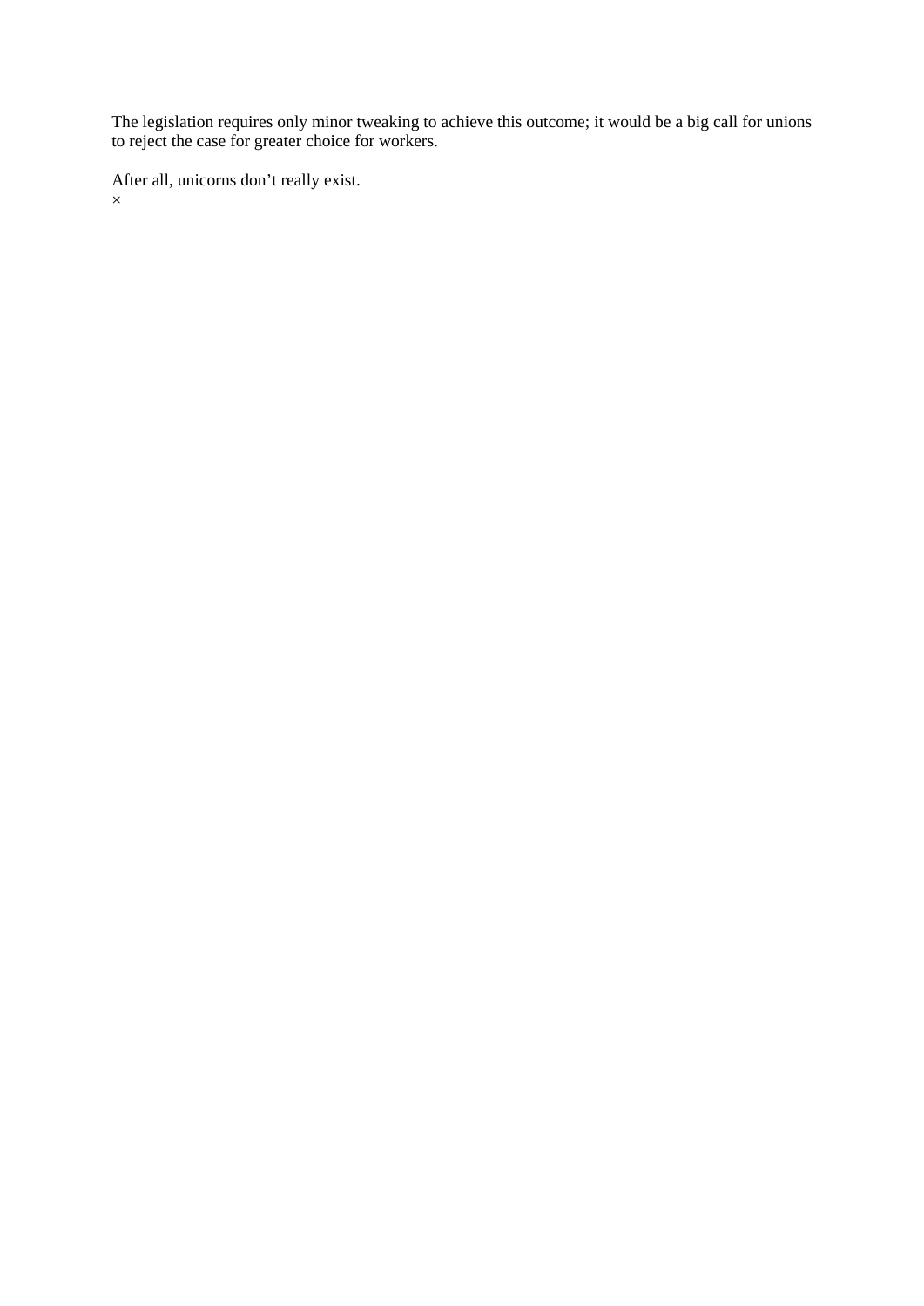The legislation requires only minor tweaking to achieve this outcome; it would be a big call for unions to reject the case for greater choice for workers.

After all, unicorns don't really exist.

×